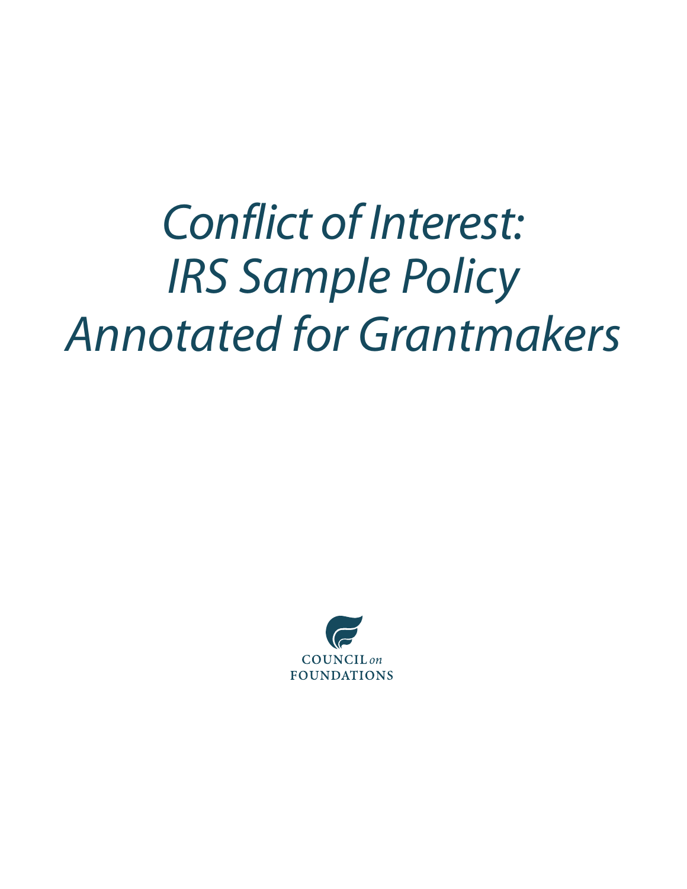# *Conflict of Interest: IRS Sample Policy Annotated for Grantmakers*

COUNCIL *on* FOUNDATIONS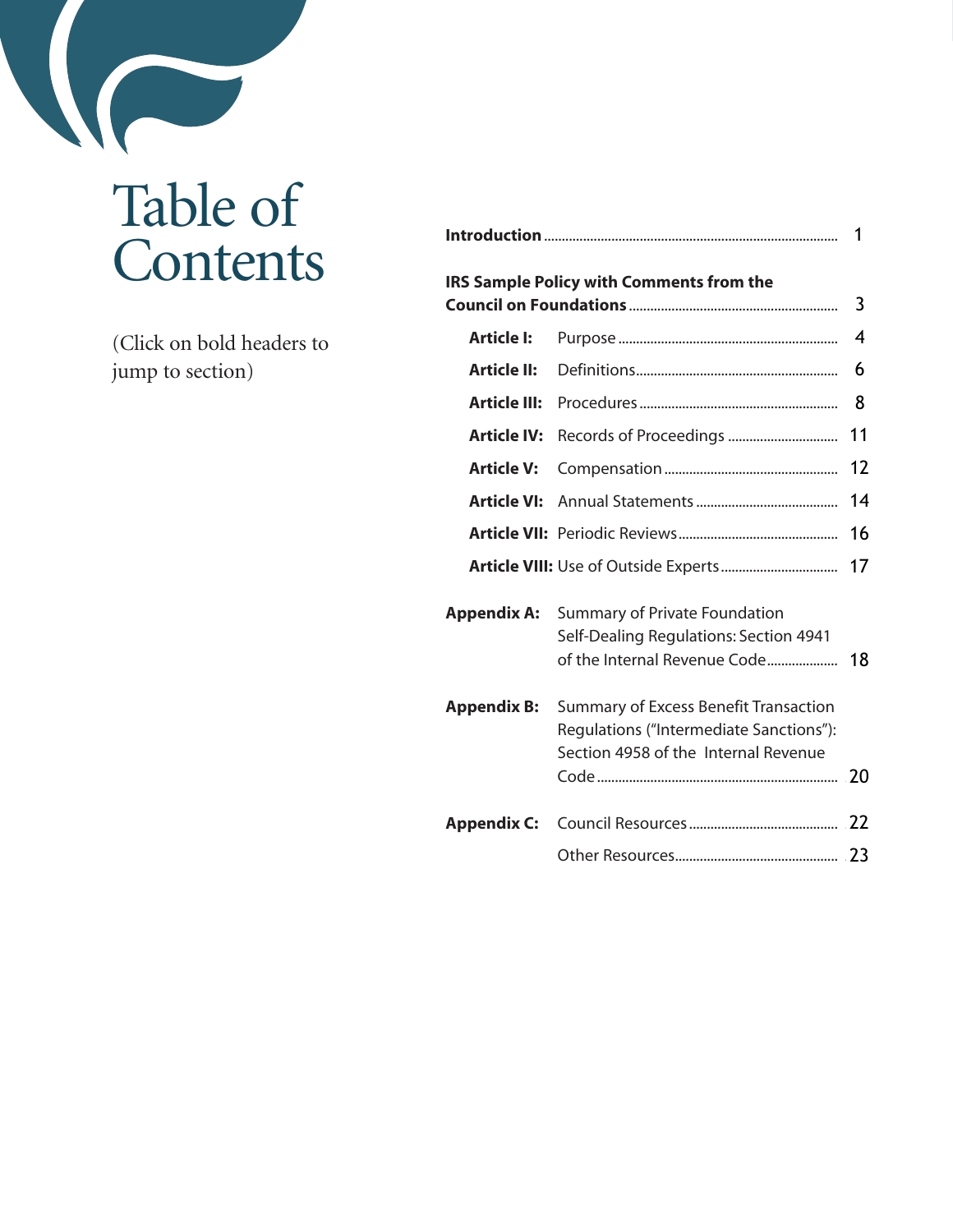# Table of Contents

(Click on bold headers to jump to section)

| | | |
|---|---|---|
| **Introduction** | | 1 |
| **IRS Sample Policy with Comments from the Council on Foundations** | | 3 |
| **Article I:** | Purpose | 4 |
| **Article II:** | Definitions | 6 |
| **Article III:** | Procedures | 8 |
| **Article IV:** | Records of Proceedings | 11 |
| **Article V:** | Compensation | 12 |
| **Article VI:** | Annual Statements | 14 |
| **Article VII:** | Periodic Reviews | 16 |
| **Article VIII:** | Use of Outside Experts | 17 |
| **Appendix A:** | Summary of Private Foundation Self-Dealing Regulations: Section 4941 of the Internal Revenue Code | 18 |
| **Appendix B:** | Summary of Excess Benefit Transaction Regulations ("Intermediate Sanctions"): Section 4958 of the Internal Revenue Code | 20 |
| **Appendix C:** | Council Resources | 22 |
| | Other Resources | 23 |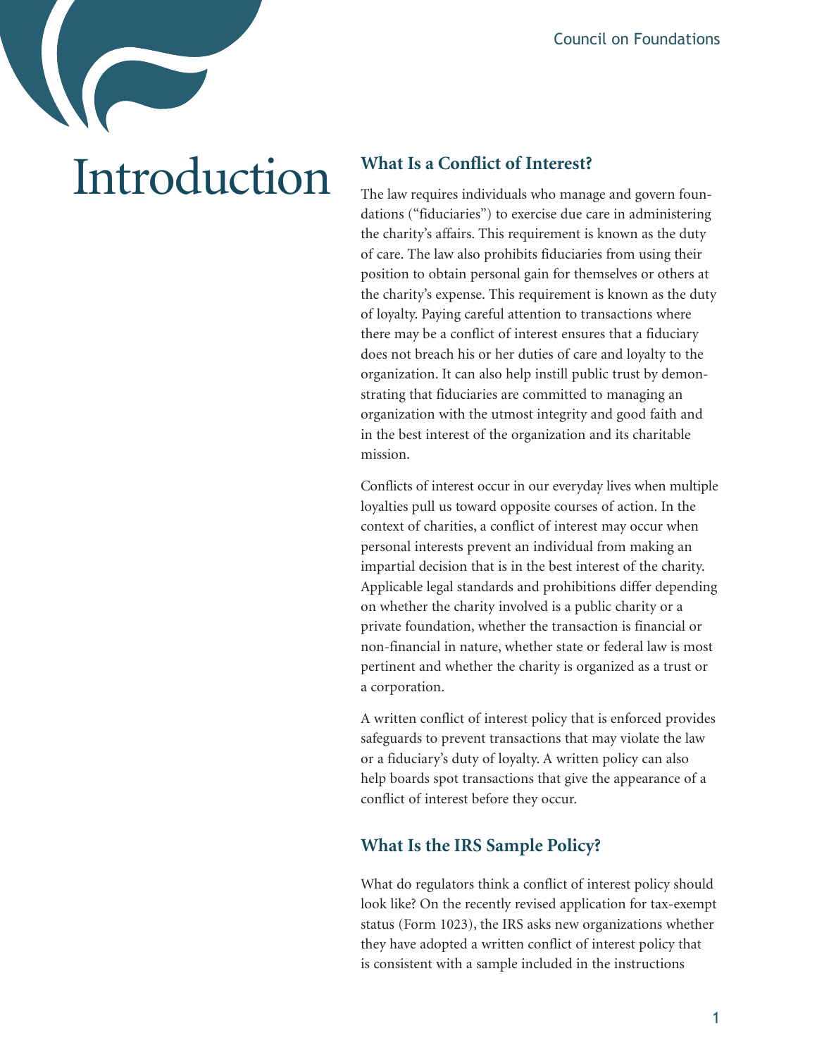# Introduction

## What Is a Conflict of Interest?

The law requires individuals who manage and govern foundations ("fiduciaries") to exercise due care in administering the charity's affairs. This requirement is known as the duty of care. The law also prohibits fiduciaries from using their position to obtain personal gain for themselves or others at the charity's expense. This requirement is known as the duty of loyalty. Paying careful attention to transactions where there may be a conflict of interest ensures that a fiduciary does not breach his or her duties of care and loyalty to the organization. It can also help instill public trust by demonstrating that fiduciaries are committed to managing an organization with the utmost integrity and good faith and in the best interest of the organization and its charitable mission.

Conflicts of interest occur in our everyday lives when multiple loyalties pull us toward opposite courses of action. In the context of charities, a conflict of interest may occur when personal interests prevent an individual from making an impartial decision that is in the best interest of the charity. Applicable legal standards and prohibitions differ depending on whether the charity involved is a public charity or a private foundation, whether the transaction is financial or non-financial in nature, whether state or federal law is most pertinent and whether the charity is organized as a trust or a corporation.

A written conflict of interest policy that is enforced provides safeguards to prevent transactions that may violate the law or a fiduciary's duty of loyalty. A written policy can also help boards spot transactions that give the appearance of a conflict of interest before they occur.

## What Is the IRS Sample Policy?

What do regulators think a conflict of interest policy should look like? On the recently revised application for tax-exempt status (Form 1023), the IRS asks new organizations whether they have adopted a written conflict of interest policy that is consistent with a sample included in the instructions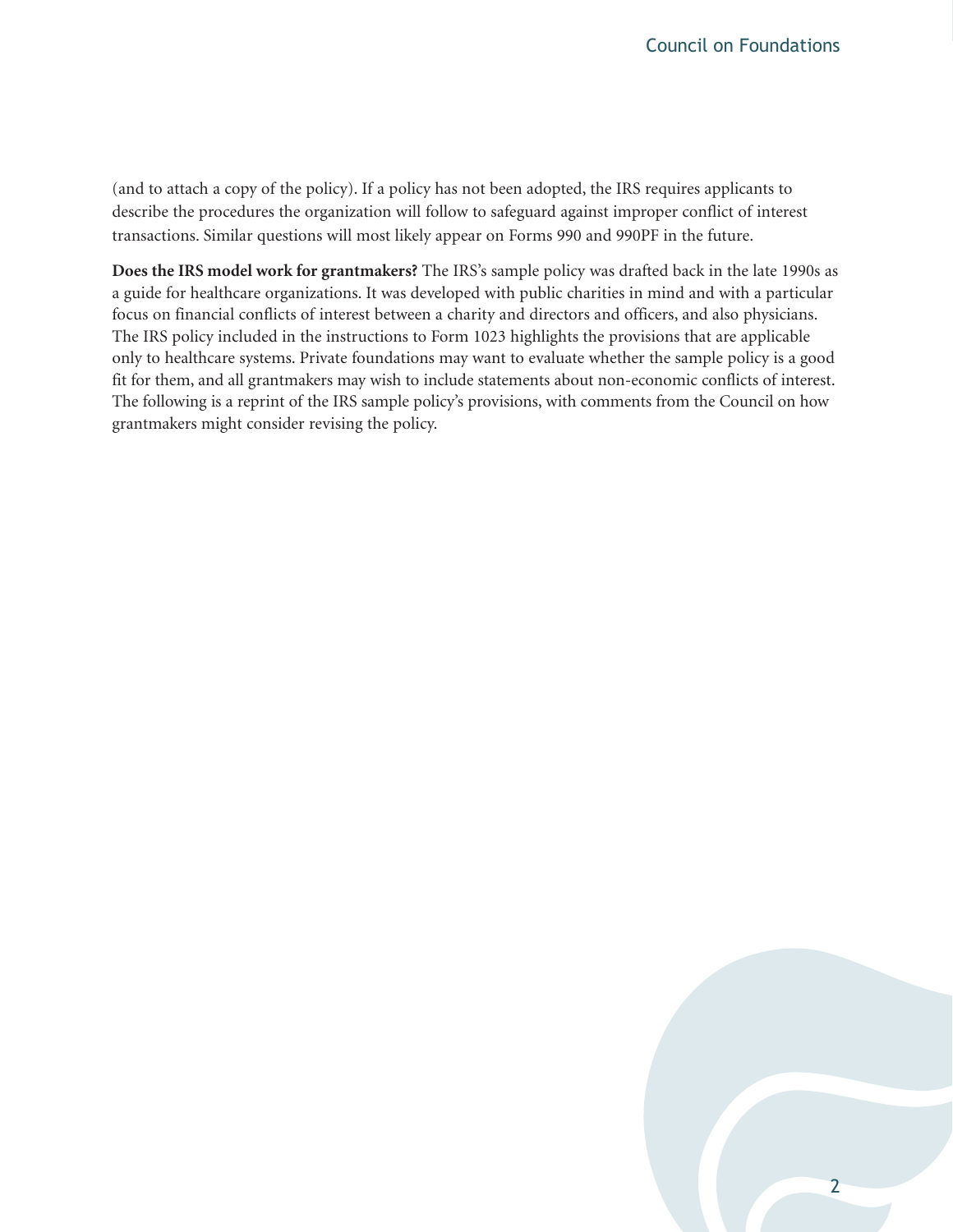(and to attach a copy of the policy). If a policy has not been adopted, the IRS requires applicants to describe the procedures the organization will follow to safeguard against improper conflict of interest transactions. Similar questions will most likely appear on Forms 990 and 990PF in the future.

**Does the IRS model work for grantmakers?** The IRS's sample policy was drafted back in the late 1990s as a guide for healthcare organizations. It was developed with public charities in mind and with a particular focus on financial conflicts of interest between a charity and directors and officers, and also physicians. The IRS policy included in the instructions to Form 1023 highlights the provisions that are applicable only to healthcare systems. Private foundations may want to evaluate whether the sample policy is a good fit for them, and all grantmakers may wish to include statements about non-economic conflicts of interest. The following is a reprint of the IRS sample policy's provisions, with comments from the Council on how grantmakers might consider revising the policy.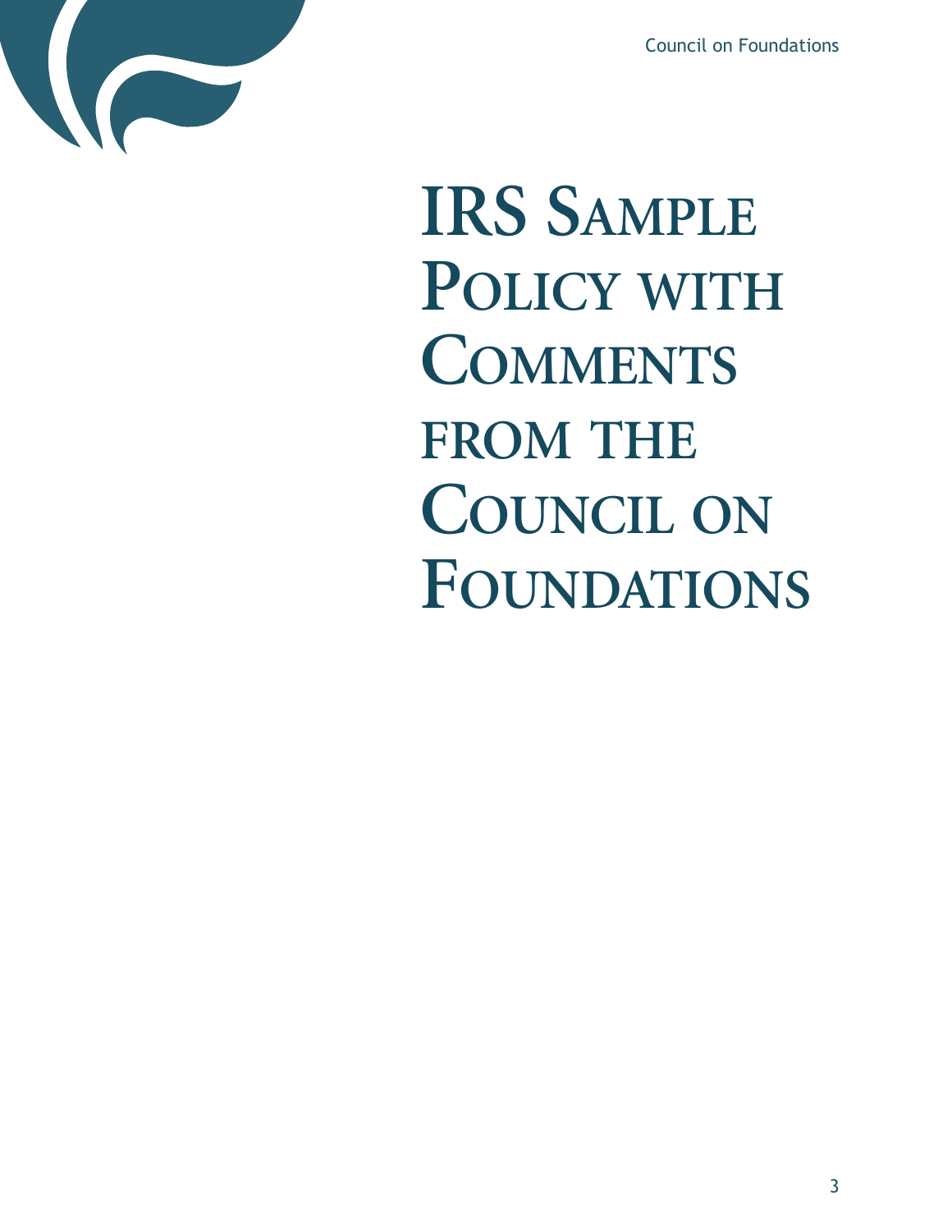# IRS Sample Policy with Comments from the Council on Foundations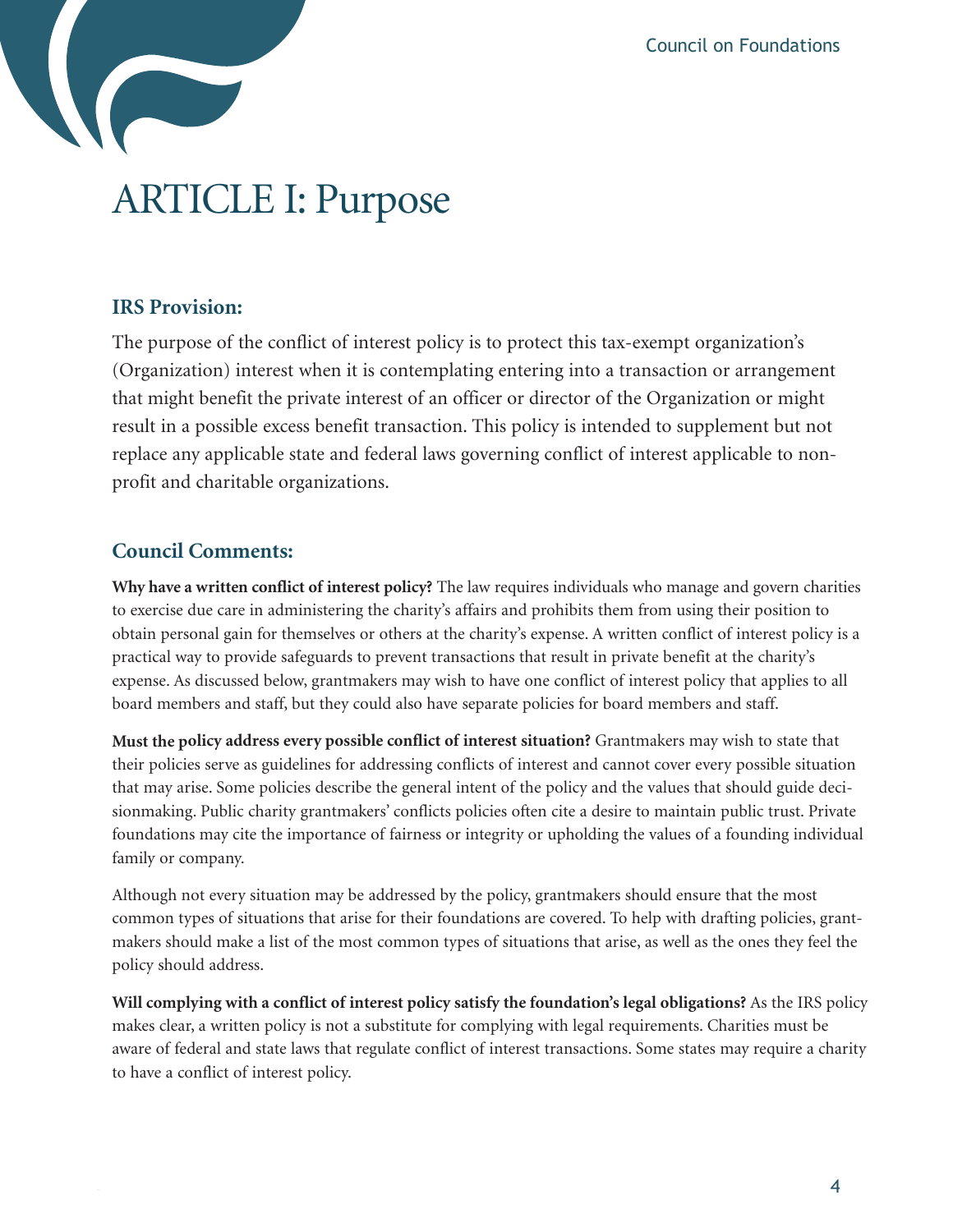# ARTICLE I: Purpose

### IRS Provision:

The purpose of the conflict of interest policy is to protect this tax-exempt organization's (Organization) interest when it is contemplating entering into a transaction or arrangement that might benefit the private interest of an officer or director of the Organization or might result in a possible excess benefit transaction. This policy is intended to supplement but not replace any applicable state and federal laws governing conflict of interest applicable to non-profit and charitable organizations.

### Council Comments:

**Why have a written conflict of interest policy?** The law requires individuals who manage and govern charities to exercise due care in administering the charity's affairs and prohibits them from using their position to obtain personal gain for themselves or others at the charity's expense. A written conflict of interest policy is a practical way to provide safeguards to prevent transactions that result in private benefit at the charity's expense. As discussed below, grantmakers may wish to have one conflict of interest policy that applies to all board members and staff, but they could also have separate policies for board members and staff.

**Must the policy address every possible conflict of interest situation?** Grantmakers may wish to state that their policies serve as guidelines for addressing conflicts of interest and cannot cover every possible situation that may arise. Some policies describe the general intent of the policy and the values that should guide decisionmaking. Public charity grantmakers' conflicts policies often cite a desire to maintain public trust. Private foundations may cite the importance of fairness or integrity or upholding the values of a founding individual family or company.

Although not every situation may be addressed by the policy, grantmakers should ensure that the most common types of situations that arise for their foundations are covered. To help with drafting policies, grantmakers should make a list of the most common types of situations that arise, as well as the ones they feel the policy should address.

**Will complying with a conflict of interest policy satisfy the foundation's legal obligations?** As the IRS policy makes clear, a written policy is not a substitute for complying with legal requirements. Charities must be aware of federal and state laws that regulate conflict of interest transactions. Some states may require a charity to have a conflict of interest policy.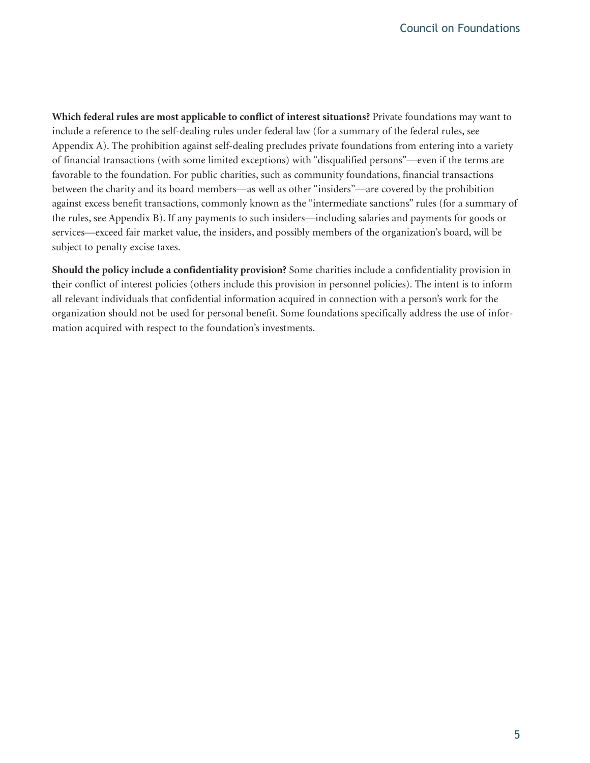**Which federal rules are most applicable to conflict of interest situations?** Private foundations may want to include a reference to the self-dealing rules under federal law (for a summary of the federal rules, see Appendix A). The prohibition against self-dealing precludes private foundations from entering into a variety of financial transactions (with some limited exceptions) with "disqualified persons"—even if the terms are favorable to the foundation. For public charities, such as community foundations, financial transactions between the charity and its board members—as well as other "insiders"—are covered by the prohibition against excess benefit transactions, commonly known as the "intermediate sanctions" rules (for a summary of the rules, see Appendix B). If any payments to such insiders—including salaries and payments for goods or services—exceed fair market value, the insiders, and possibly members of the organization's board, will be subject to penalty excise taxes.

**Should the policy include a confidentiality provision?** Some charities include a confidentiality provision in their conflict of interest policies (others include this provision in personnel policies). The intent is to inform all relevant individuals that confidential information acquired in connection with a person's work for the organization should not be used for personal benefit. Some foundations specifically address the use of information acquired with respect to the foundation's investments.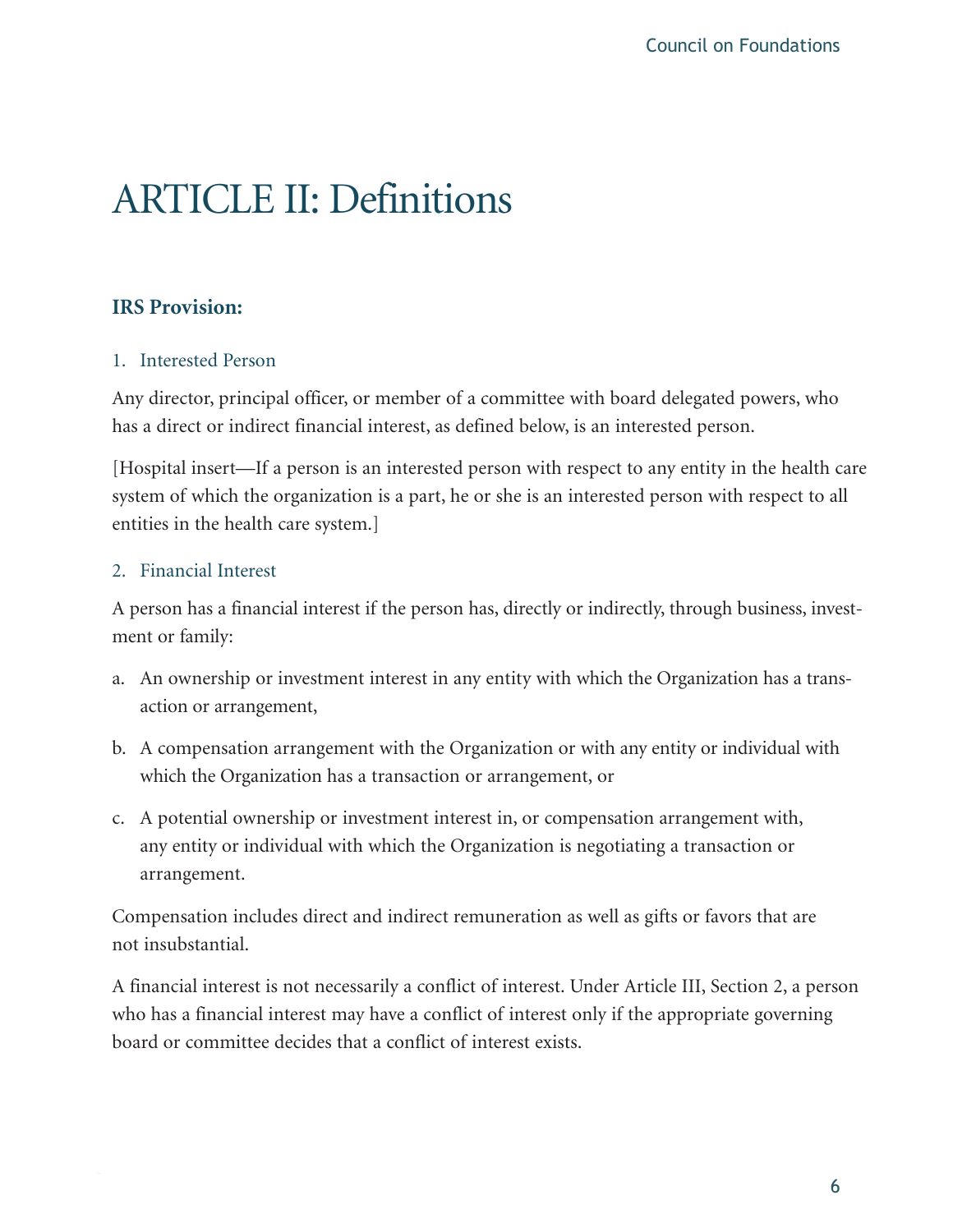# ARTICLE II: Definitions

**IRS Provision:**

1. Interested Person

Any director, principal officer, or member of a committee with board delegated powers, who has a direct or indirect financial interest, as defined below, is an interested person.

[Hospital insert—If a person is an interested person with respect to any entity in the health care system of which the organization is a part, he or she is an interested person with respect to all entities in the health care system.]

2. Financial Interest

A person has a financial interest if the person has, directly or indirectly, through business, investment or family:

a. An ownership or investment interest in any entity with which the Organization has a transaction or arrangement,

b. A compensation arrangement with the Organization or with any entity or individual with which the Organization has a transaction or arrangement, or

c. A potential ownership or investment interest in, or compensation arrangement with, any entity or individual with which the Organization is negotiating a transaction or arrangement.

Compensation includes direct and indirect remuneration as well as gifts or favors that are not insubstantial.

A financial interest is not necessarily a conflict of interest. Under Article III, Section 2, a person who has a financial interest may have a conflict of interest only if the appropriate governing board or committee decides that a conflict of interest exists.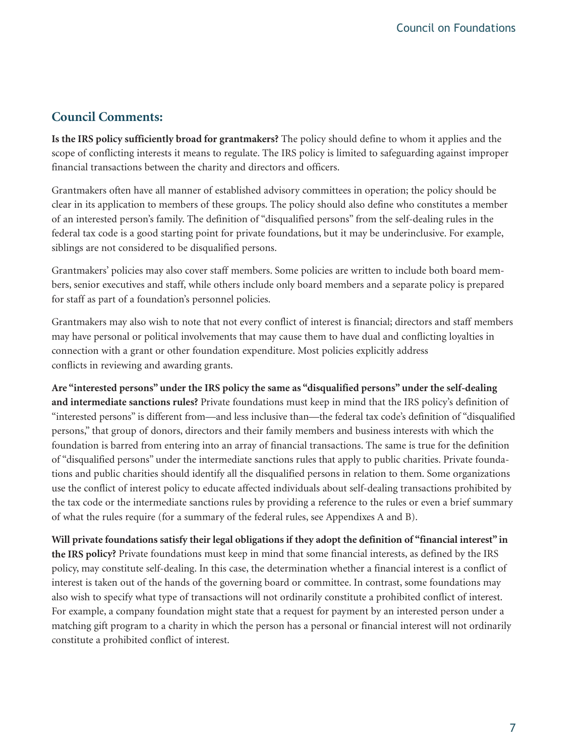## Council Comments:

**Is the IRS policy sufficiently broad for grantmakers?** The policy should define to whom it applies and the scope of conflicting interests it means to regulate. The IRS policy is limited to safeguarding against improper financial transactions between the charity and directors and officers.

Grantmakers often have all manner of established advisory committees in operation; the policy should be clear in its application to members of these groups. The policy should also define who constitutes a member of an interested person's family. The definition of "disqualified persons" from the self-dealing rules in the federal tax code is a good starting point for private foundations, but it may be underinclusive. For example, siblings are not considered to be disqualified persons.

Grantmakers' policies may also cover staff members. Some policies are written to include both board members, senior executives and staff, while others include only board members and a separate policy is prepared for staff as part of a foundation's personnel policies.

Grantmakers may also wish to note that not every conflict of interest is financial; directors and staff members may have personal or political involvements that may cause them to have dual and conflicting loyalties in connection with a grant or other foundation expenditure. Most policies explicitly address conflicts in reviewing and awarding grants.

**Are "interested persons" under the IRS policy the same as "disqualified persons" under the self-dealing and intermediate sanctions rules?** Private foundations must keep in mind that the IRS policy's definition of "interested persons" is different from—and less inclusive than—the federal tax code's definition of "disqualified persons," that group of donors, directors and their family members and business interests with which the foundation is barred from entering into an array of financial transactions. The same is true for the definition of "disqualified persons" under the intermediate sanctions rules that apply to public charities. Private foundations and public charities should identify all the disqualified persons in relation to them. Some organizations use the conflict of interest policy to educate affected individuals about self-dealing transactions prohibited by the tax code or the intermediate sanctions rules by providing a reference to the rules or even a brief summary of what the rules require (for a summary of the federal rules, see Appendixes A and B).

**Will private foundations satisfy their legal obligations if they adopt the definition of "financial interest" in the IRS policy?** Private foundations must keep in mind that some financial interests, as defined by the IRS policy, may constitute self-dealing. In this case, the determination whether a financial interest is a conflict of interest is taken out of the hands of the governing board or committee. In contrast, some foundations may also wish to specify what type of transactions will not ordinarily constitute a prohibited conflict of interest. For example, a company foundation might state that a request for payment by an interested person under a matching gift program to a charity in which the person has a personal or financial interest will not ordinarily constitute a prohibited conflict of interest.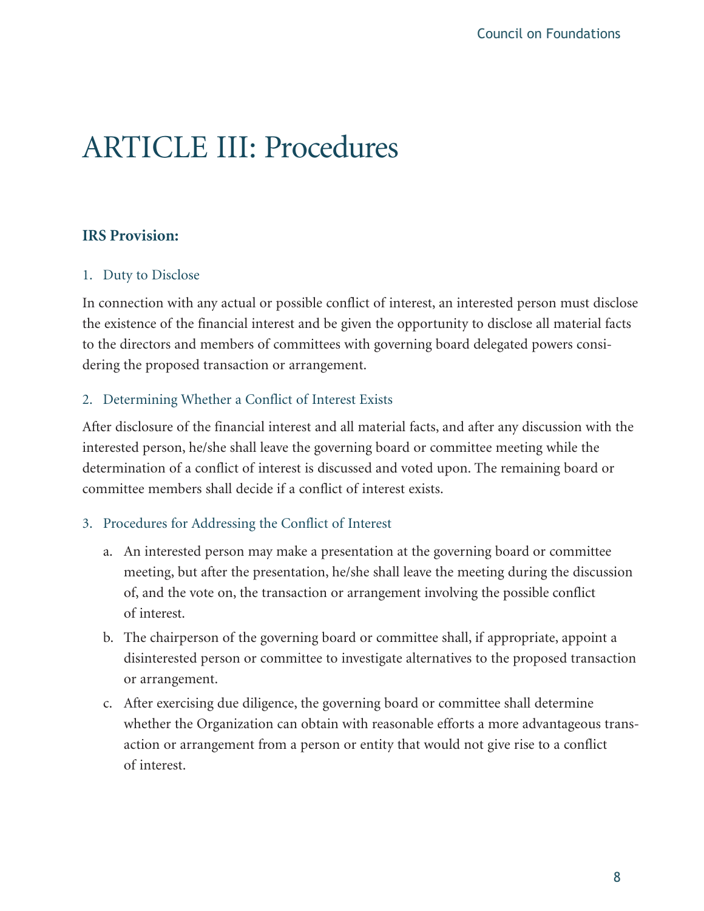# ARTICLE III: Procedures

**IRS Provision:**

1. Duty to Disclose

In connection with any actual or possible conflict of interest, an interested person must disclose the existence of the financial interest and be given the opportunity to disclose all material facts to the directors and members of committees with governing board delegated powers considering the proposed transaction or arrangement.

2. Determining Whether a Conflict of Interest Exists

After disclosure of the financial interest and all material facts, and after any discussion with the interested person, he/she shall leave the governing board or committee meeting while the determination of a conflict of interest is discussed and voted upon. The remaining board or committee members shall decide if a conflict of interest exists.

3. Procedures for Addressing the Conflict of Interest

   a. An interested person may make a presentation at the governing board or committee meeting, but after the presentation, he/she shall leave the meeting during the discussion of, and the vote on, the transaction or arrangement involving the possible conflict of interest.

   b. The chairperson of the governing board or committee shall, if appropriate, appoint a disinterested person or committee to investigate alternatives to the proposed transaction or arrangement.

   c. After exercising due diligence, the governing board or committee shall determine whether the Organization can obtain with reasonable efforts a more advantageous transaction or arrangement from a person or entity that would not give rise to a conflict of interest.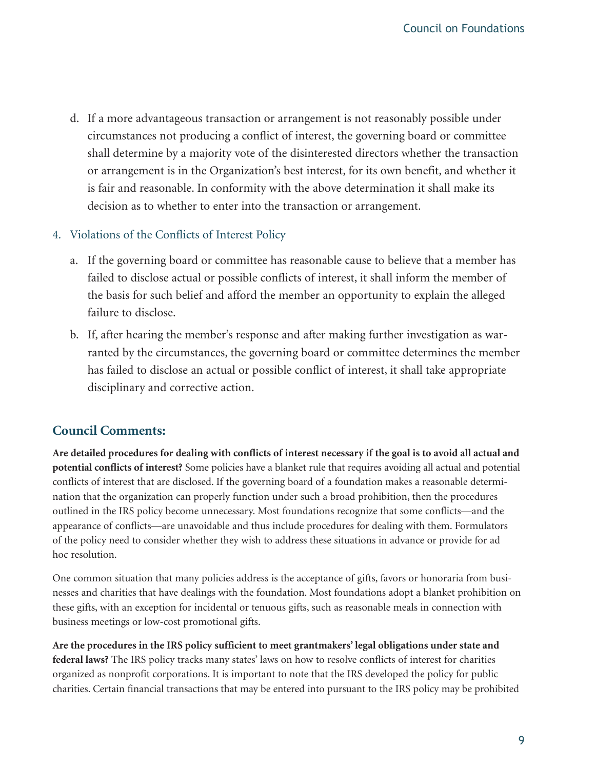d. If a more advantageous transaction or arrangement is not reasonably possible under circumstances not producing a conflict of interest, the governing board or committee shall determine by a majority vote of the disinterested directors whether the transaction or arrangement is in the Organization's best interest, for its own benefit, and whether it is fair and reasonable. In conformity with the above determination it shall make its decision as to whether to enter into the transaction or arrangement.

4. Violations of the Conflicts of Interest Policy

   a. If the governing board or committee has reasonable cause to believe that a member has failed to disclose actual or possible conflicts of interest, it shall inform the member of the basis for such belief and afford the member an opportunity to explain the alleged failure to disclose.

   b. If, after hearing the member's response and after making further investigation as warranted by the circumstances, the governing board or committee determines the member has failed to disclose an actual or possible conflict of interest, it shall take appropriate disciplinary and corrective action.

## Council Comments:

**Are detailed procedures for dealing with conflicts of interest necessary if the goal is to avoid all actual and potential conflicts of interest?** Some policies have a blanket rule that requires avoiding all actual and potential conflicts of interest that are disclosed. If the governing board of a foundation makes a reasonable determination that the organization can properly function under such a broad prohibition, then the procedures outlined in the IRS policy become unnecessary. Most foundations recognize that some conflicts—and the appearance of conflicts—are unavoidable and thus include procedures for dealing with them. Formulators of the policy need to consider whether they wish to address these situations in advance or provide for ad hoc resolution.

One common situation that many policies address is the acceptance of gifts, favors or honoraria from businesses and charities that have dealings with the foundation. Most foundations adopt a blanket prohibition on these gifts, with an exception for incidental or tenuous gifts, such as reasonable meals in connection with business meetings or low-cost promotional gifts.

**Are the procedures in the IRS policy sufficient to meet grantmakers' legal obligations under state and federal laws?** The IRS policy tracks many states' laws on how to resolve conflicts of interest for charities organized as nonprofit corporations. It is important to note that the IRS developed the policy for public charities. Certain financial transactions that may be entered into pursuant to the IRS policy may be prohibited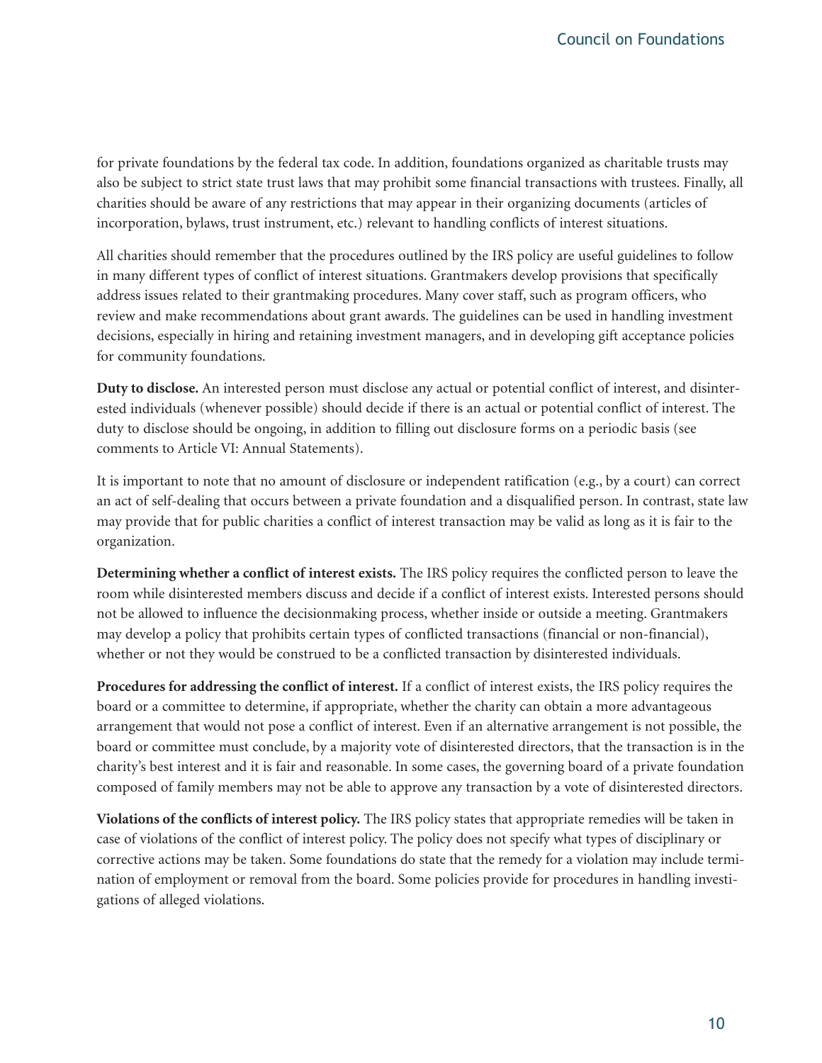for private foundations by the federal tax code. In addition, foundations organized as charitable trusts may also be subject to strict state trust laws that may prohibit some financial transactions with trustees. Finally, all charities should be aware of any restrictions that may appear in their organizing documents (articles of incorporation, bylaws, trust instrument, etc.) relevant to handling conflicts of interest situations.

All charities should remember that the procedures outlined by the IRS policy are useful guidelines to follow in many different types of conflict of interest situations. Grantmakers develop provisions that specifically address issues related to their grantmaking procedures. Many cover staff, such as program officers, who review and make recommendations about grant awards. The guidelines can be used in handling investment decisions, especially in hiring and retaining investment managers, and in developing gift acceptance policies for community foundations.

**Duty to disclose.** An interested person must disclose any actual or potential conflict of interest, and disinterested individuals (whenever possible) should decide if there is an actual or potential conflict of interest. The duty to disclose should be ongoing, in addition to filling out disclosure forms on a periodic basis (see comments to Article VI: Annual Statements).

It is important to note that no amount of disclosure or independent ratification (e.g., by a court) can correct an act of self-dealing that occurs between a private foundation and a disqualified person. In contrast, state law may provide that for public charities a conflict of interest transaction may be valid as long as it is fair to the organization.

**Determining whether a conflict of interest exists.** The IRS policy requires the conflicted person to leave the room while disinterested members discuss and decide if a conflict of interest exists. Interested persons should not be allowed to influence the decisionmaking process, whether inside or outside a meeting. Grantmakers may develop a policy that prohibits certain types of conflicted transactions (financial or non-financial), whether or not they would be construed to be a conflicted transaction by disinterested individuals.

**Procedures for addressing the conflict of interest.** If a conflict of interest exists, the IRS policy requires the board or a committee to determine, if appropriate, whether the charity can obtain a more advantageous arrangement that would not pose a conflict of interest. Even if an alternative arrangement is not possible, the board or committee must conclude, by a majority vote of disinterested directors, that the transaction is in the charity's best interest and it is fair and reasonable. In some cases, the governing board of a private foundation composed of family members may not be able to approve any transaction by a vote of disinterested directors.

**Violations of the conflicts of interest policy.** The IRS policy states that appropriate remedies will be taken in case of violations of the conflict of interest policy. The policy does not specify what types of disciplinary or corrective actions may be taken. Some foundations do state that the remedy for a violation may include termination of employment or removal from the board. Some policies provide for procedures in handling investigations of alleged violations.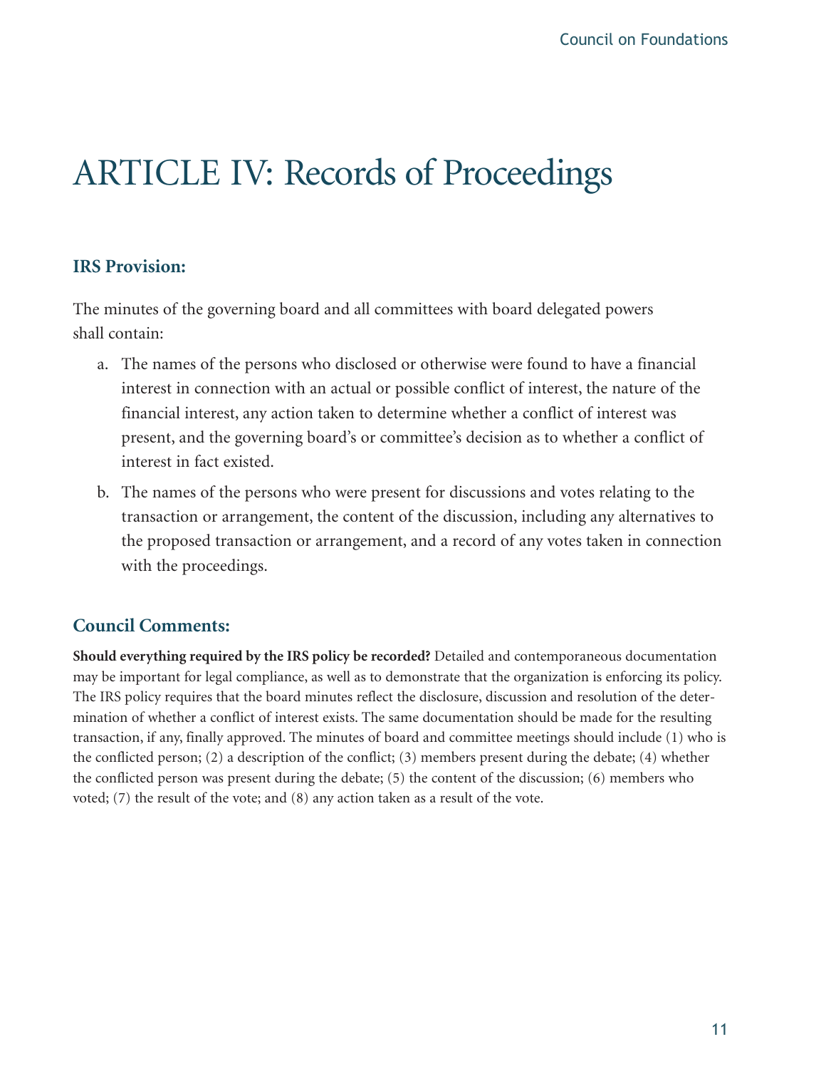# ARTICLE IV: Records of Proceedings

### IRS Provision:

The minutes of the governing board and all committees with board delegated powers shall contain:

a. The names of the persons who disclosed or otherwise were found to have a financial interest in connection with an actual or possible conflict of interest, the nature of the financial interest, any action taken to determine whether a conflict of interest was present, and the governing board's or committee's decision as to whether a conflict of interest in fact existed.

b. The names of the persons who were present for discussions and votes relating to the transaction or arrangement, the content of the discussion, including any alternatives to the proposed transaction or arrangement, and a record of any votes taken in connection with the proceedings.

### Council Comments:

**Should everything required by the IRS policy be recorded?** Detailed and contemporaneous documentation may be important for legal compliance, as well as to demonstrate that the organization is enforcing its policy. The IRS policy requires that the board minutes reflect the disclosure, discussion and resolution of the determination of whether a conflict of interest exists. The same documentation should be made for the resulting transaction, if any, finally approved. The minutes of board and committee meetings should include (1) who is the conflicted person; (2) a description of the conflict; (3) members present during the debate; (4) whether the conflicted person was present during the debate; (5) the content of the discussion; (6) members who voted; (7) the result of the vote; and (8) any action taken as a result of the vote.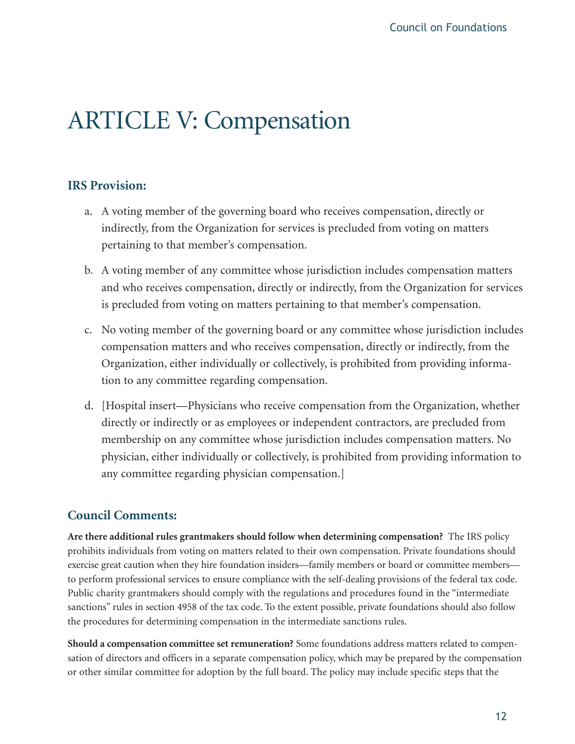# ARTICLE V: Compensation

### IRS Provision:

a. A voting member of the governing board who receives compensation, directly or indirectly, from the Organization for services is precluded from voting on matters pertaining to that member's compensation.

b. A voting member of any committee whose jurisdiction includes compensation matters and who receives compensation, directly or indirectly, from the Organization for services is precluded from voting on matters pertaining to that member's compensation.

c. No voting member of the governing board or any committee whose jurisdiction includes compensation matters and who receives compensation, directly or indirectly, from the Organization, either individually or collectively, is prohibited from providing information to any committee regarding compensation.

d. [Hospital insert—Physicians who receive compensation from the Organization, whether directly or indirectly or as employees or independent contractors, are precluded from membership on any committee whose jurisdiction includes compensation matters. No physician, either individually or collectively, is prohibited from providing information to any committee regarding physician compensation.]

### Council Comments:

**Are there additional rules grantmakers should follow when determining compensation?** The IRS policy prohibits individuals from voting on matters related to their own compensation. Private foundations should exercise great caution when they hire foundation insiders—family members or board or committee members—to perform professional services to ensure compliance with the self-dealing provisions of the federal tax code. Public charity grantmakers should comply with the regulations and procedures found in the "intermediate sanctions" rules in section 4958 of the tax code. To the extent possible, private foundations should also follow the procedures for determining compensation in the intermediate sanctions rules.

**Should a compensation committee set remuneration?** Some foundations address matters related to compensation of directors and officers in a separate compensation policy, which may be prepared by the compensation or other similar committee for adoption by the full board. The policy may include specific steps that the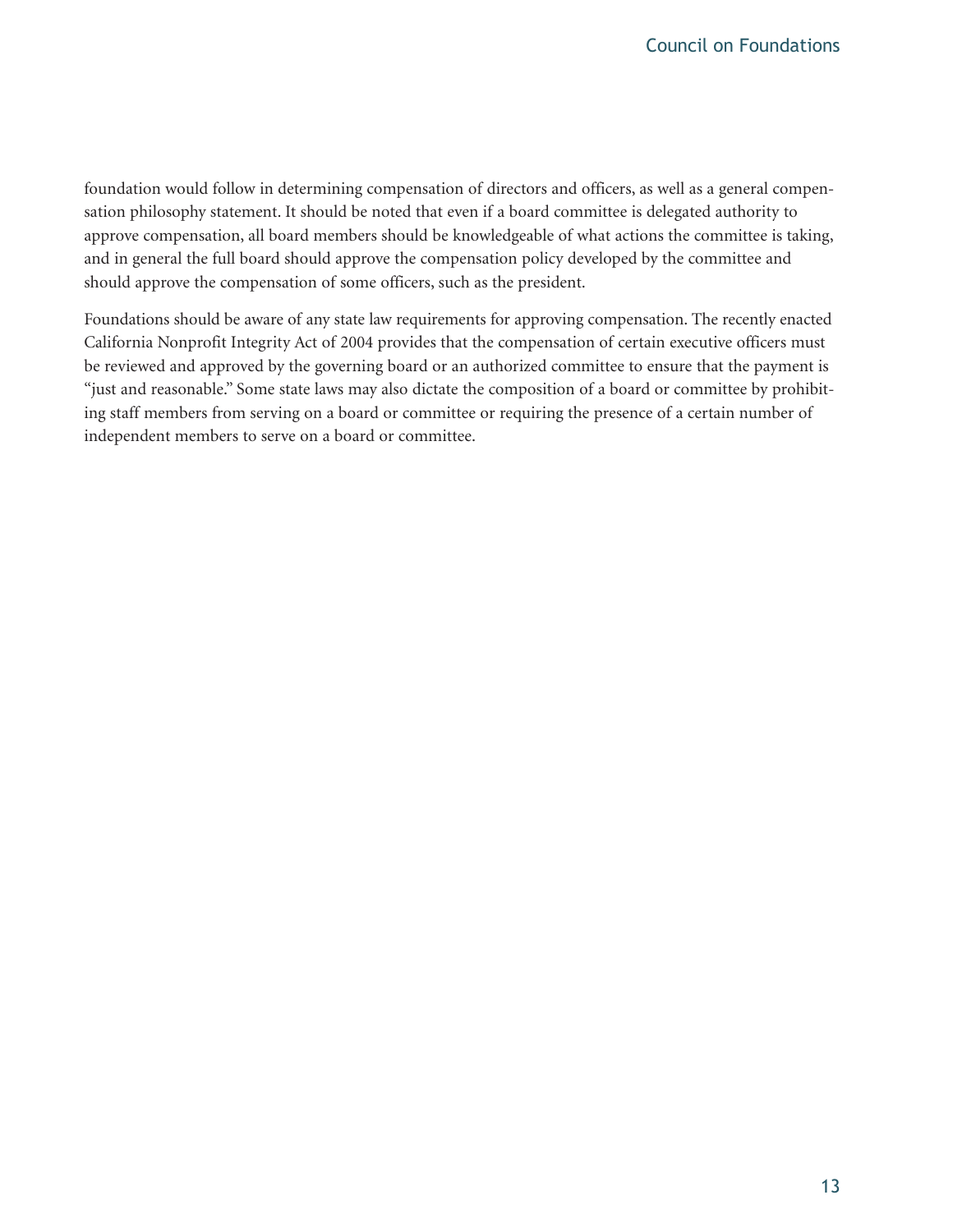foundation would follow in determining compensation of directors and officers, as well as a general compensation philosophy statement. It should be noted that even if a board committee is delegated authority to approve compensation, all board members should be knowledgeable of what actions the committee is taking, and in general the full board should approve the compensation policy developed by the committee and should approve the compensation of some officers, such as the president.

Foundations should be aware of any state law requirements for approving compensation. The recently enacted California Nonprofit Integrity Act of 2004 provides that the compensation of certain executive officers must be reviewed and approved by the governing board or an authorized committee to ensure that the payment is "just and reasonable." Some state laws may also dictate the composition of a board or committee by prohibiting staff members from serving on a board or committee or requiring the presence of a certain number of independent members to serve on a board or committee.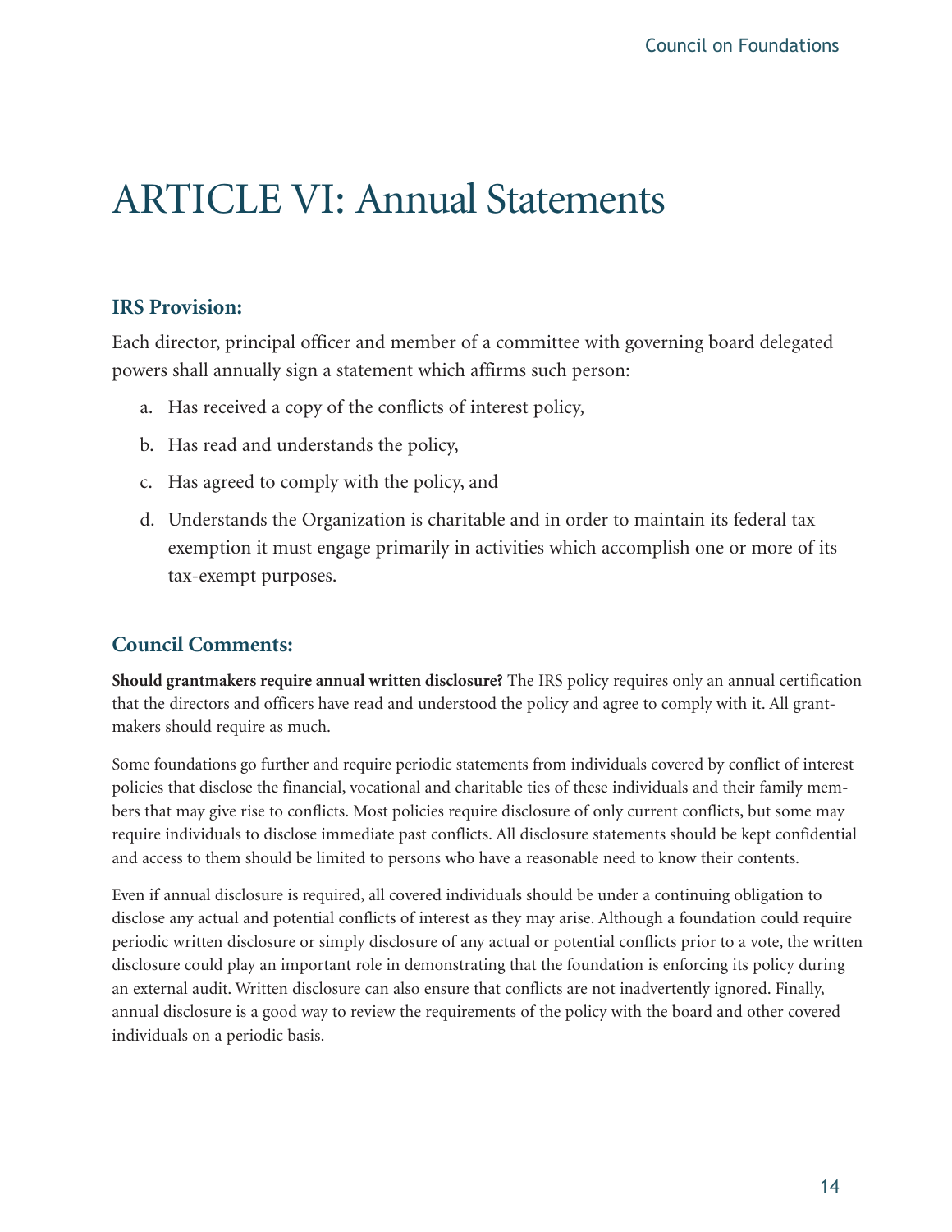# ARTICLE VI: Annual Statements

## IRS Provision:

Each director, principal officer and member of a committee with governing board delegated powers shall annually sign a statement which affirms such person:

a. Has received a copy of the conflicts of interest policy,

b. Has read and understands the policy,

c. Has agreed to comply with the policy, and

d. Understands the Organization is charitable and in order to maintain its federal tax exemption it must engage primarily in activities which accomplish one or more of its tax-exempt purposes.

## Council Comments:

**Should grantmakers require annual written disclosure?** The IRS policy requires only an annual certification that the directors and officers have read and understood the policy and agree to comply with it. All grantmakers should require as much.

Some foundations go further and require periodic statements from individuals covered by conflict of interest policies that disclose the financial, vocational and charitable ties of these individuals and their family members that may give rise to conflicts. Most policies require disclosure of only current conflicts, but some may require individuals to disclose immediate past conflicts. All disclosure statements should be kept confidential and access to them should be limited to persons who have a reasonable need to know their contents.

Even if annual disclosure is required, all covered individuals should be under a continuing obligation to disclose any actual and potential conflicts of interest as they may arise. Although a foundation could require periodic written disclosure or simply disclosure of any actual or potential conflicts prior to a vote, the written disclosure could play an important role in demonstrating that the foundation is enforcing its policy during an external audit. Written disclosure can also ensure that conflicts are not inadvertently ignored. Finally, annual disclosure is a good way to review the requirements of the policy with the board and other covered individuals on a periodic basis.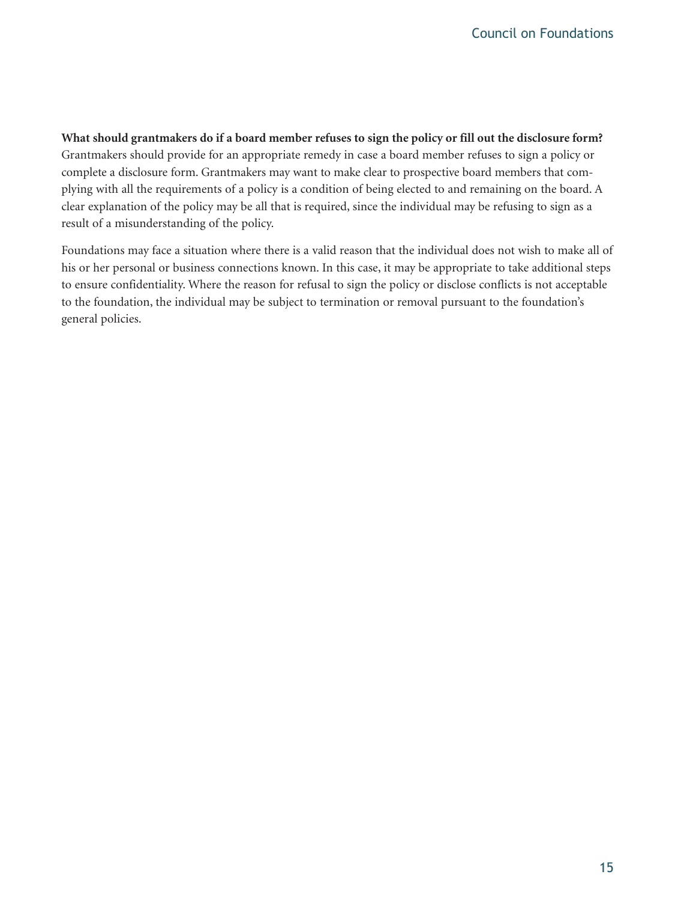**What should grantmakers do if a board member refuses to sign the policy or fill out the disclosure form?** Grantmakers should provide for an appropriate remedy in case a board member refuses to sign a policy or complete a disclosure form. Grantmakers may want to make clear to prospective board members that complying with all the requirements of a policy is a condition of being elected to and remaining on the board. A clear explanation of the policy may be all that is required, since the individual may be refusing to sign as a result of a misunderstanding of the policy.

Foundations may face a situation where there is a valid reason that the individual does not wish to make all of his or her personal or business connections known. In this case, it may be appropriate to take additional steps to ensure confidentiality. Where the reason for refusal to sign the policy or disclose conflicts is not acceptable to the foundation, the individual may be subject to termination or removal pursuant to the foundation's general policies.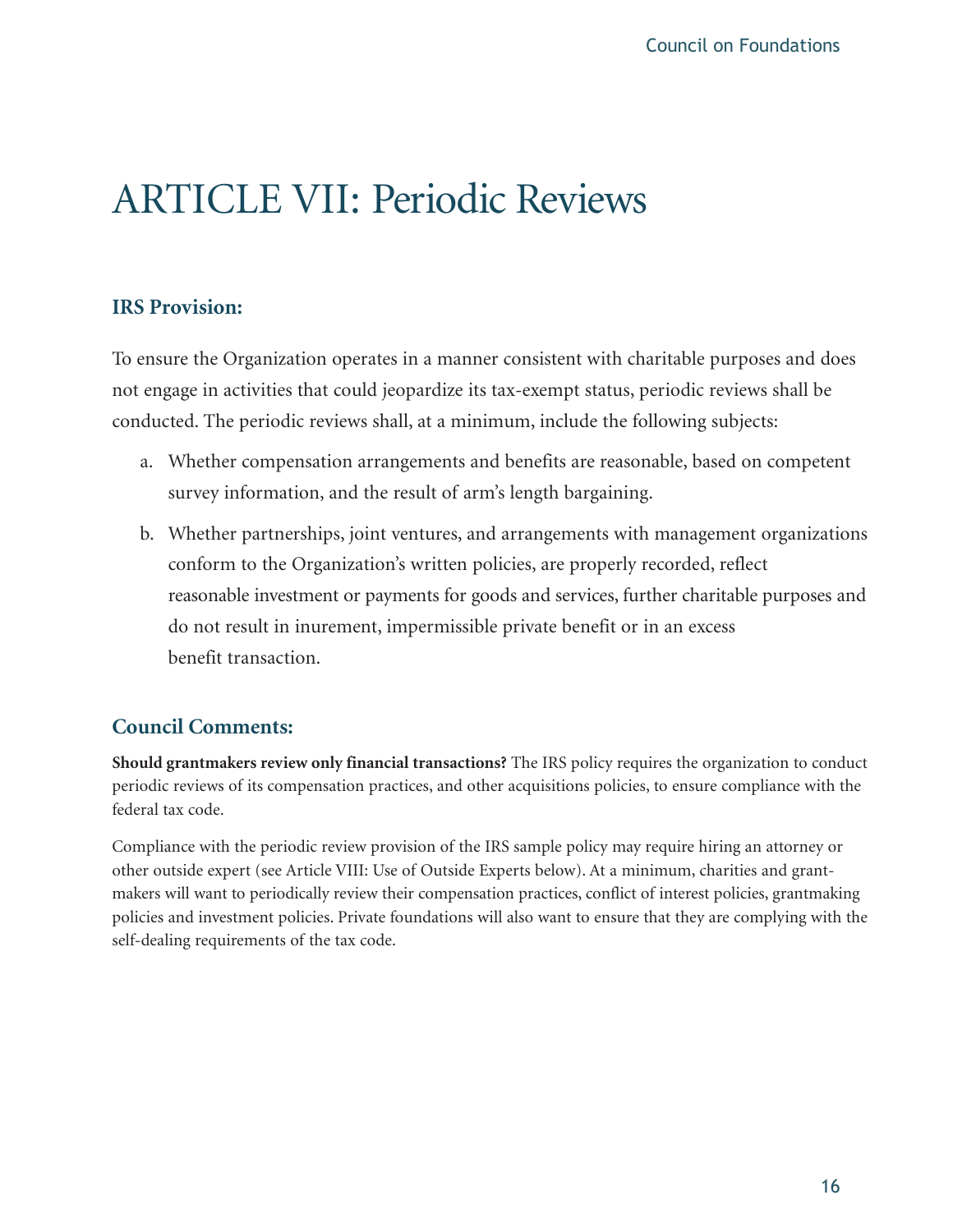# ARTICLE VII: Periodic Reviews

### IRS Provision:

To ensure the Organization operates in a manner consistent with charitable purposes and does not engage in activities that could jeopardize its tax-exempt status, periodic reviews shall be conducted. The periodic reviews shall, at a minimum, include the following subjects:

a. Whether compensation arrangements and benefits are reasonable, based on competent survey information, and the result of arm's length bargaining.

b. Whether partnerships, joint ventures, and arrangements with management organizations conform to the Organization's written policies, are properly recorded, reflect reasonable investment or payments for goods and services, further charitable purposes and do not result in inurement, impermissible private benefit or in an excess benefit transaction.

### Council Comments:

**Should grantmakers review only financial transactions?** The IRS policy requires the organization to conduct periodic reviews of its compensation practices, and other acquisitions policies, to ensure compliance with the federal tax code.

Compliance with the periodic review provision of the IRS sample policy may require hiring an attorney or other outside expert (see Article VIII: Use of Outside Experts below). At a minimum, charities and grantmakers will want to periodically review their compensation practices, conflict of interest policies, grantmaking policies and investment policies. Private foundations will also want to ensure that they are complying with the self-dealing requirements of the tax code.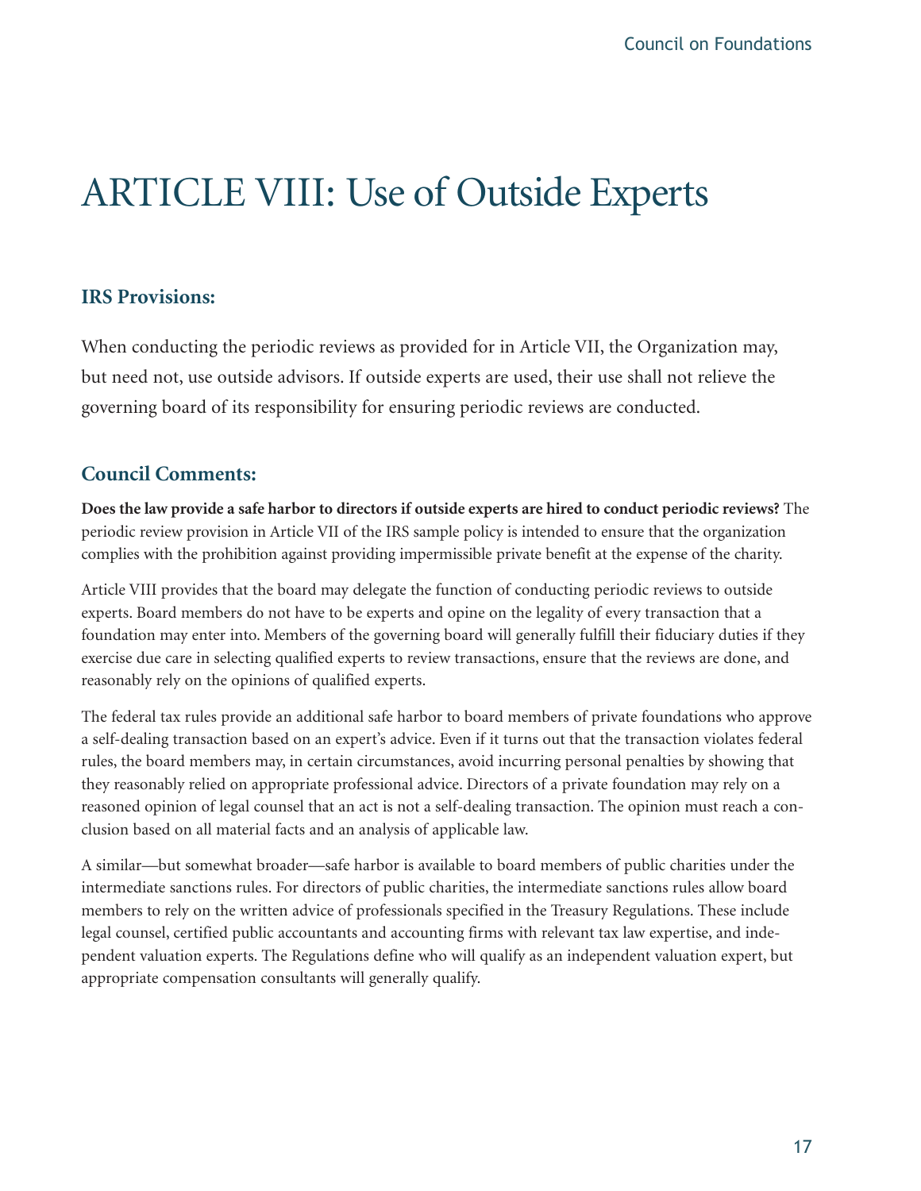# ARTICLE VIII: Use of Outside Experts

## IRS Provisions:

When conducting the periodic reviews as provided for in Article VII, the Organization may, but need not, use outside advisors. If outside experts are used, their use shall not relieve the governing board of its responsibility for ensuring periodic reviews are conducted.

## Council Comments:

**Does the law provide a safe harbor to directors if outside experts are hired to conduct periodic reviews?** The periodic review provision in Article VII of the IRS sample policy is intended to ensure that the organization complies with the prohibition against providing impermissible private benefit at the expense of the charity.

Article VIII provides that the board may delegate the function of conducting periodic reviews to outside experts. Board members do not have to be experts and opine on the legality of every transaction that a foundation may enter into. Members of the governing board will generally fulfill their fiduciary duties if they exercise due care in selecting qualified experts to review transactions, ensure that the reviews are done, and reasonably rely on the opinions of qualified experts.

The federal tax rules provide an additional safe harbor to board members of private foundations who approve a self-dealing transaction based on an expert's advice. Even if it turns out that the transaction violates federal rules, the board members may, in certain circumstances, avoid incurring personal penalties by showing that they reasonably relied on appropriate professional advice. Directors of a private foundation may rely on a reasoned opinion of legal counsel that an act is not a self-dealing transaction. The opinion must reach a conclusion based on all material facts and an analysis of applicable law.

A similar—but somewhat broader—safe harbor is available to board members of public charities under the intermediate sanctions rules. For directors of public charities, the intermediate sanctions rules allow board members to rely on the written advice of professionals specified in the Treasury Regulations. These include legal counsel, certified public accountants and accounting firms with relevant tax law expertise, and independent valuation experts. The Regulations define who will qualify as an independent valuation expert, but appropriate compensation consultants will generally qualify.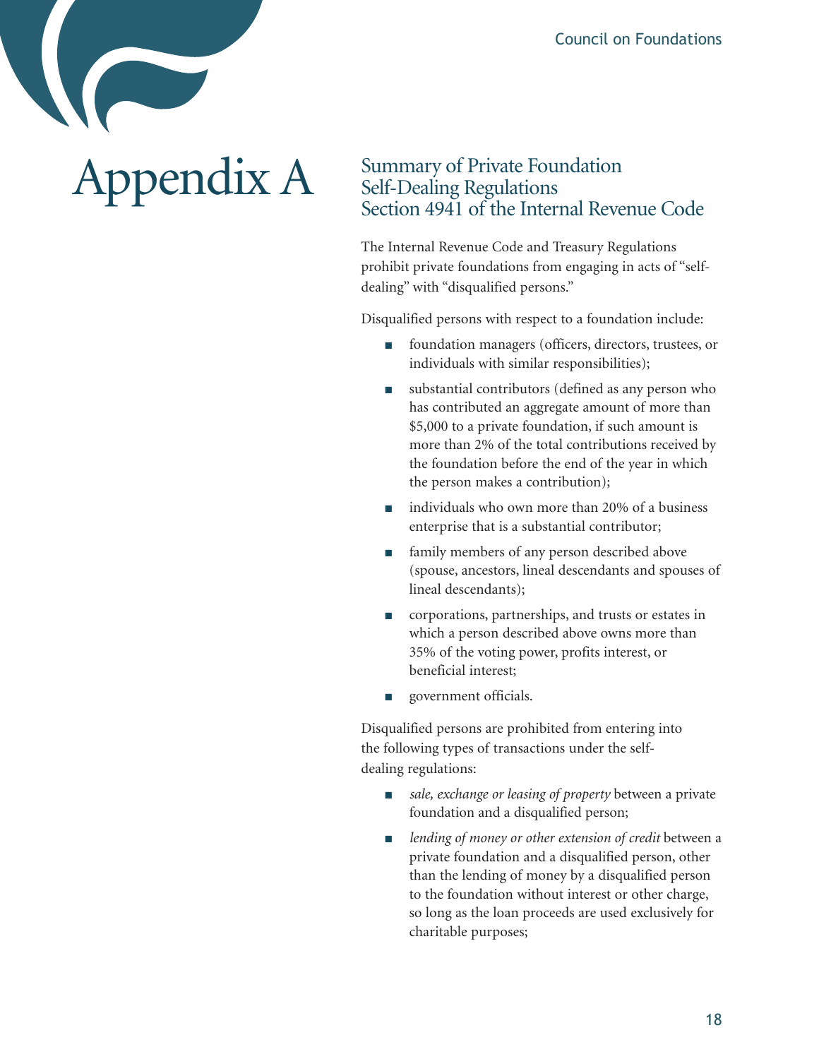# Appendix A

## Summary of Private Foundation Self-Dealing Regulations Section 4941 of the Internal Revenue Code

The Internal Revenue Code and Treasury Regulations prohibit private foundations from engaging in acts of "self-dealing" with "disqualified persons."

Disqualified persons with respect to a foundation include:

- foundation managers (officers, directors, trustees, or individuals with similar responsibilities);
- substantial contributors (defined as any person who has contributed an aggregate amount of more than $5,000 to a private foundation, if such amount is more than 2% of the total contributions received by the foundation before the end of the year in which the person makes a contribution);
- individuals who own more than 20% of a business enterprise that is a substantial contributor;
- family members of any person described above (spouse, ancestors, lineal descendants and spouses of lineal descendants);
- corporations, partnerships, and trusts or estates in which a person described above owns more than 35% of the voting power, profits interest, or beneficial interest;
- government officials.

Disqualified persons are prohibited from entering into the following types of transactions under the self-dealing regulations:

- *sale, exchange or leasing of property* between a private foundation and a disqualified person;
- *lending of money or other extension of credit* between a private foundation and a disqualified person, other than the lending of money by a disqualified person to the foundation without interest or other charge, so long as the loan proceeds are used exclusively for charitable purposes;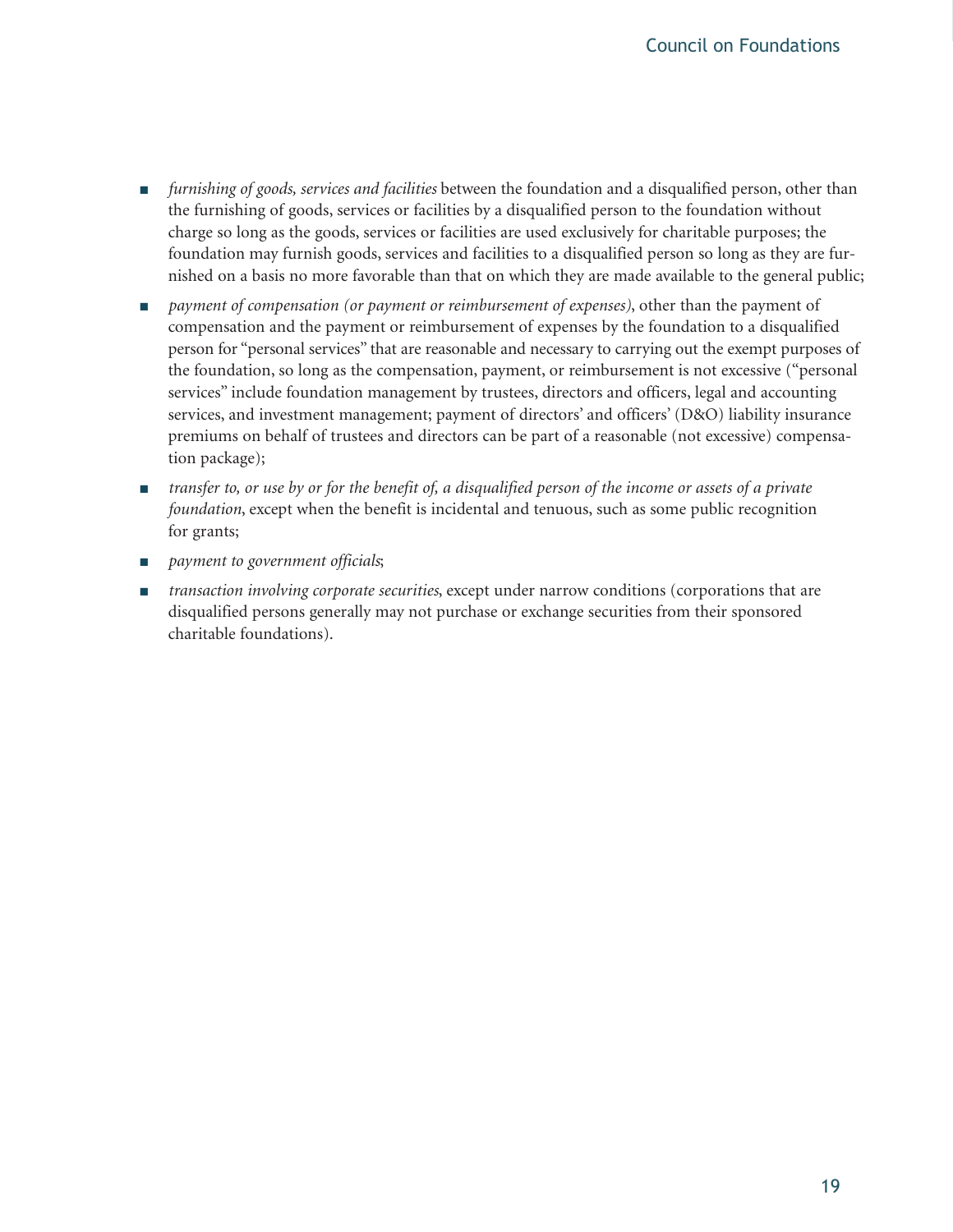- *furnishing of goods, services and facilities* between the foundation and a disqualified person, other than the furnishing of goods, services or facilities by a disqualified person to the foundation without charge so long as the goods, services or facilities are used exclusively for charitable purposes; the foundation may furnish goods, services and facilities to a disqualified person so long as they are furnished on a basis no more favorable than that on which they are made available to the general public;
- *payment of compensation (or payment or reimbursement of expenses)*, other than the payment of compensation and the payment or reimbursement of expenses by the foundation to a disqualified person for "personal services" that are reasonable and necessary to carrying out the exempt purposes of the foundation, so long as the compensation, payment, or reimbursement is not excessive ("personal services" include foundation management by trustees, directors and officers, legal and accounting services, and investment management; payment of directors' and officers' (D&O) liability insurance premiums on behalf of trustees and directors can be part of a reasonable (not excessive) compensation package);
- *transfer to, or use by or for the benefit of, a disqualified person of the income or assets of a private foundation*, except when the benefit is incidental and tenuous, such as some public recognition for grants;
- *payment to government officials*;
- *transaction involving corporate securities*, except under narrow conditions (corporations that are disqualified persons generally may not purchase or exchange securities from their sponsored charitable foundations).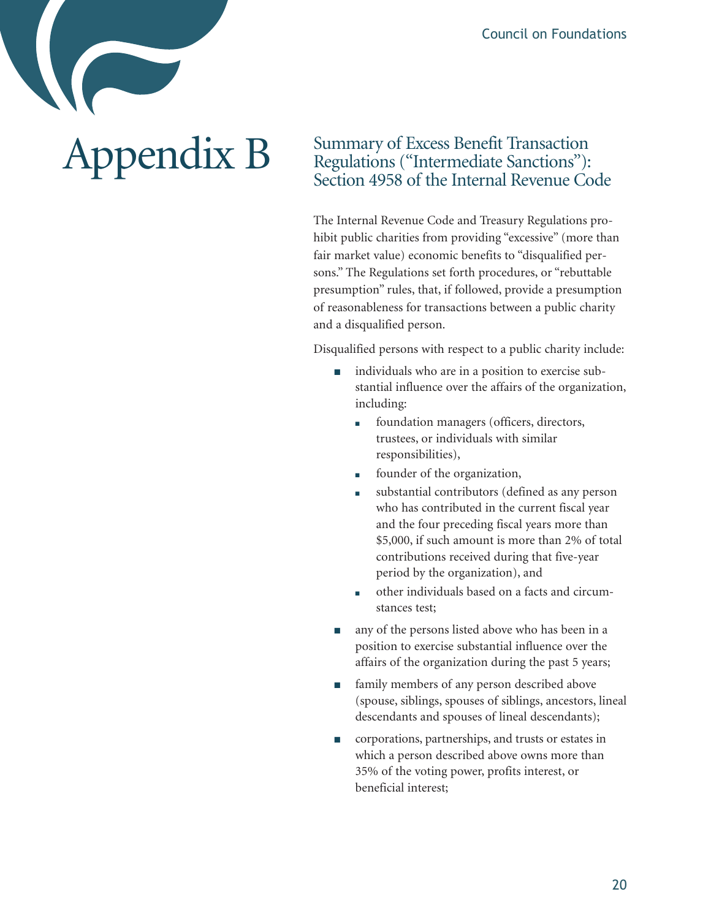# Appendix B

## Summary of Excess Benefit Transaction Regulations ("Intermediate Sanctions"): Section 4958 of the Internal Revenue Code

The Internal Revenue Code and Treasury Regulations prohibit public charities from providing "excessive" (more than fair market value) economic benefits to "disqualified persons." The Regulations set forth procedures, or "rebuttable presumption" rules, that, if followed, provide a presumption of reasonableness for transactions between a public charity and a disqualified person.

Disqualified persons with respect to a public charity include:

- individuals who are in a position to exercise substantial influence over the affairs of the organization, including:
  - foundation managers (officers, directors, trustees, or individuals with similar responsibilities),
  - founder of the organization,
  - substantial contributors (defined as any person who has contributed in the current fiscal year and the four preceding fiscal years more than $5,000, if such amount is more than 2% of total contributions received during that five-year period by the organization), and
  - other individuals based on a facts and circumstances test;
- any of the persons listed above who has been in a position to exercise substantial influence over the affairs of the organization during the past 5 years;
- family members of any person described above (spouse, siblings, spouses of siblings, ancestors, lineal descendants and spouses of lineal descendants);
- corporations, partnerships, and trusts or estates in which a person described above owns more than 35% of the voting power, profits interest, or beneficial interest;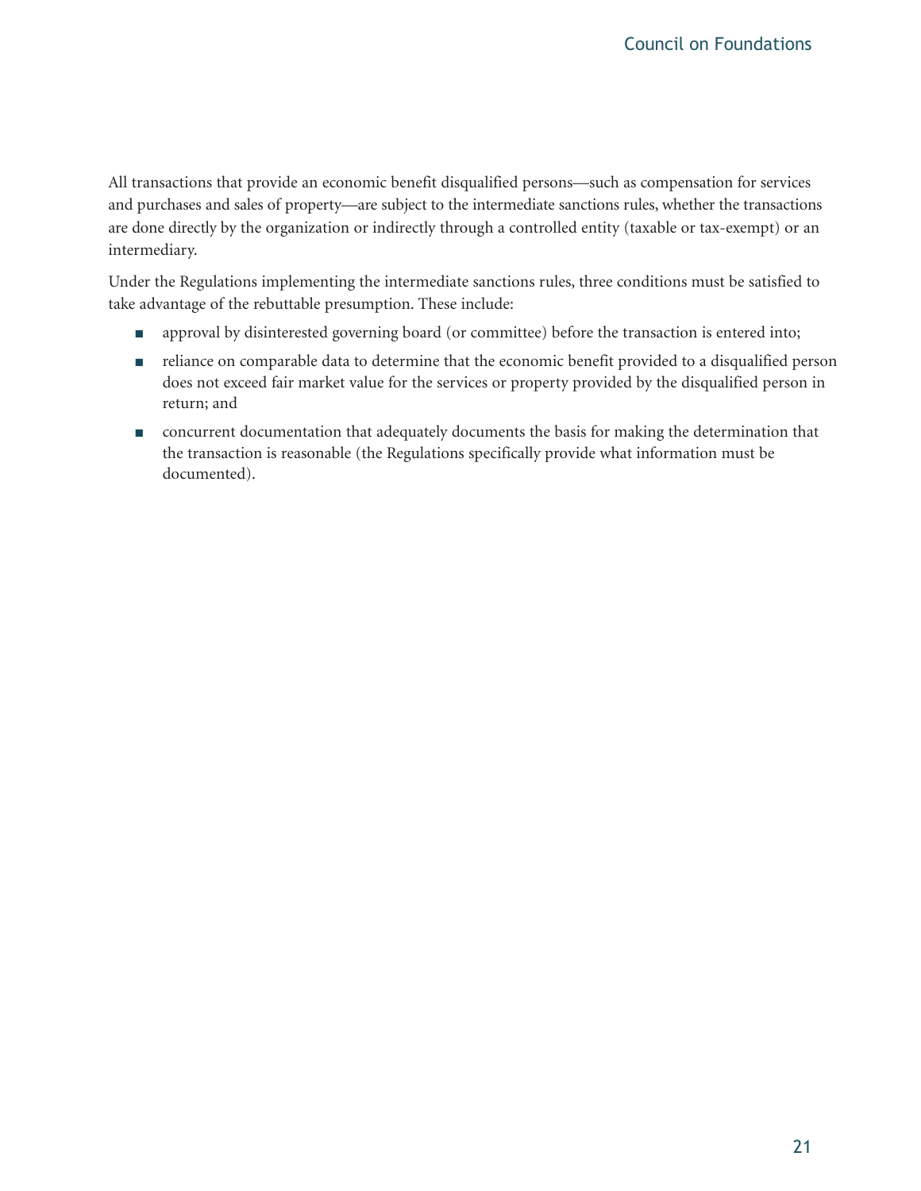All transactions that provide an economic benefit disqualified persons—such as compensation for services and purchases and sales of property—are subject to the intermediate sanctions rules, whether the transactions are done directly by the organization or indirectly through a controlled entity (taxable or tax-exempt) or an intermediary.

Under the Regulations implementing the intermediate sanctions rules, three conditions must be satisfied to take advantage of the rebuttable presumption. These include:

- approval by disinterested governing board (or committee) before the transaction is entered into;
- reliance on comparable data to determine that the economic benefit provided to a disqualified person does not exceed fair market value for the services or property provided by the disqualified person in return; and
- concurrent documentation that adequately documents the basis for making the determination that the transaction is reasonable (the Regulations specifically provide what information must be documented).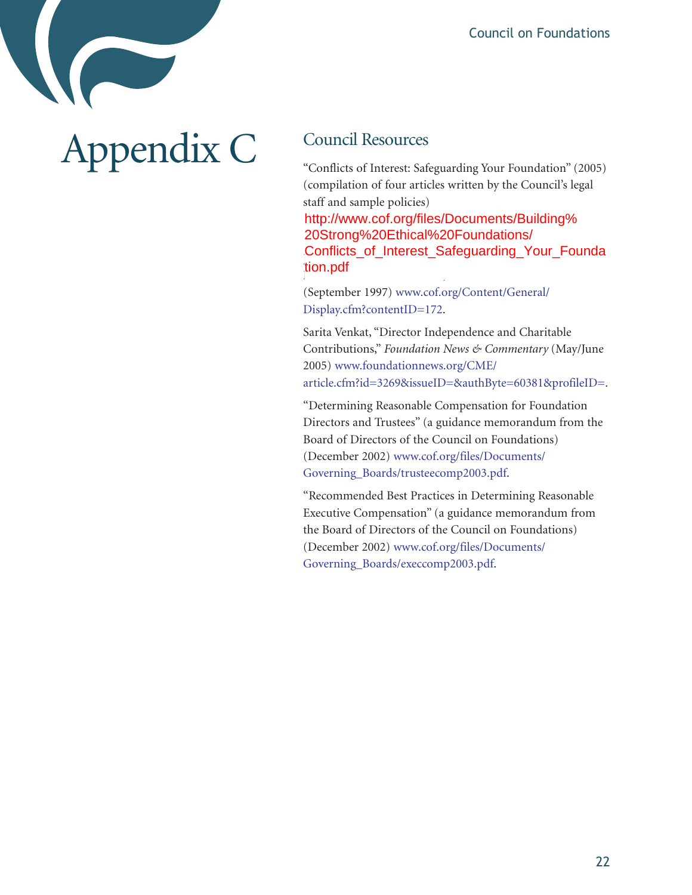# Appendix C

## Council Resources

“Conflicts of Interest: Safeguarding Your Foundation” (2005) (compilation of four articles written by the Council’s legal staff and sample policies)

http://www.cof.org/files/Documents/Building%20Strong%20Ethical%20Foundations/Conflicts_of_Interest_Safeguarding_Your_Foundation.pdf

(September 1997) www.cof.org/Content/General/Display.cfm?contentID=172.

Sarita Venkat, “Director Independence and Charitable Contributions,” *Foundation News & Commentary* (May/June 2005) www.foundationnews.org/CME/article.cfm?id=3269&issueID=&authByte=60381&profileID=.

“Determining Reasonable Compensation for Foundation Directors and Trustees” (a guidance memorandum from the Board of Directors of the Council on Foundations) (December 2002) www.cof.org/files/Documents/Governing_Boards/trusteecomp2003.pdf.

“Recommended Best Practices in Determining Reasonable Executive Compensation” (a guidance memorandum from the Board of Directors of the Council on Foundations) (December 2002) www.cof.org/files/Documents/Governing_Boards/execcomp2003.pdf.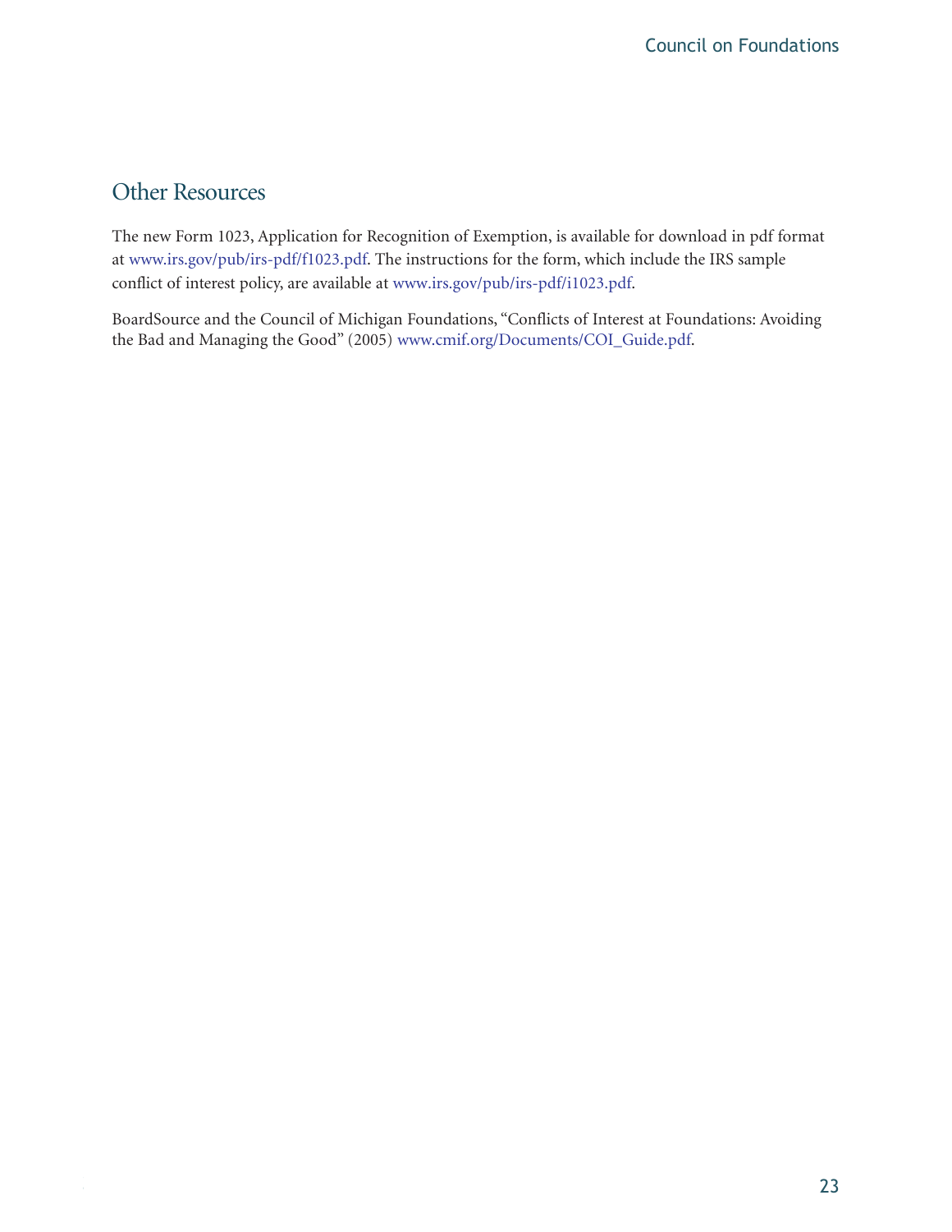## Other Resources

The new Form 1023, Application for Recognition of Exemption, is available for download in pdf format at www.irs.gov/pub/irs-pdf/f1023.pdf. The instructions for the form, which include the IRS sample conflict of interest policy, are available at www.irs.gov/pub/irs-pdf/i1023.pdf.

BoardSource and the Council of Michigan Foundations, "Conflicts of Interest at Foundations: Avoiding the Bad and Managing the Good" (2005) www.cmif.org/Documents/COI_Guide.pdf.